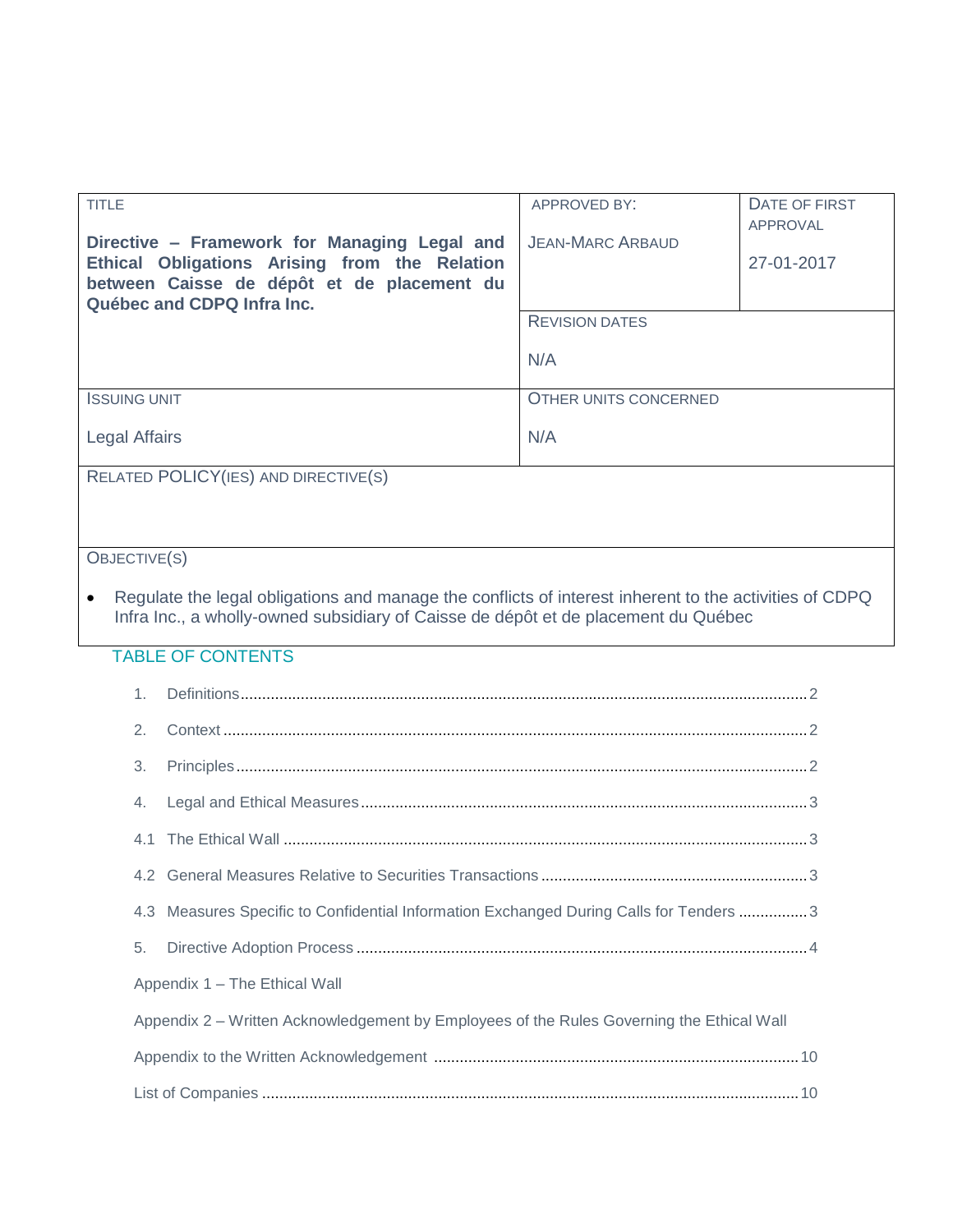| TITLE | APPROVED BY: | DATE OF FIRST APPROVAL |
|---|---|---|
| **Directive – Framework for Managing Legal and Ethical Obligations Arising from the Relation between Caisse de dépôt et de placement du Québec and CDPQ Infra Inc.** | JEAN-MARC ARBAUD | 27-01-2017 |
| | REVISION DATES<br><br>N/A | |
| ISSUING UNIT<br><br>Legal Affairs | OTHER UNITS CONCERNED<br><br>N/A | |
| RELATED POLICY(IES) AND DIRECTIVE(S) | | |
| OBJECTIVE(S)<br><br>• Regulate the legal obligations and manage the conflicts of interest inherent to the activities of CDPQ Infra Inc., a wholly-owned subsidiary of Caisse de dépôt et de placement du Québec | | |

## TABLE OF CONTENTS

1. Definitions .......... 2
2. Context .......... 2
3. Principles .......... 2
4. Legal and Ethical Measures .......... 3

4.1 The Ethical Wall .......... 3

4.2 General Measures Relative to Securities Transactions .......... 3

4.3 Measures Specific to Confidential Information Exchanged During Calls for Tenders .......... 3

5. Directive Adoption Process .......... 4

Appendix 1 – The Ethical Wall

Appendix 2 – Written Acknowledgement by Employees of the Rules Governing the Ethical Wall

Appendix to the Written Acknowledgement .......... 10

List of Companies .......... 10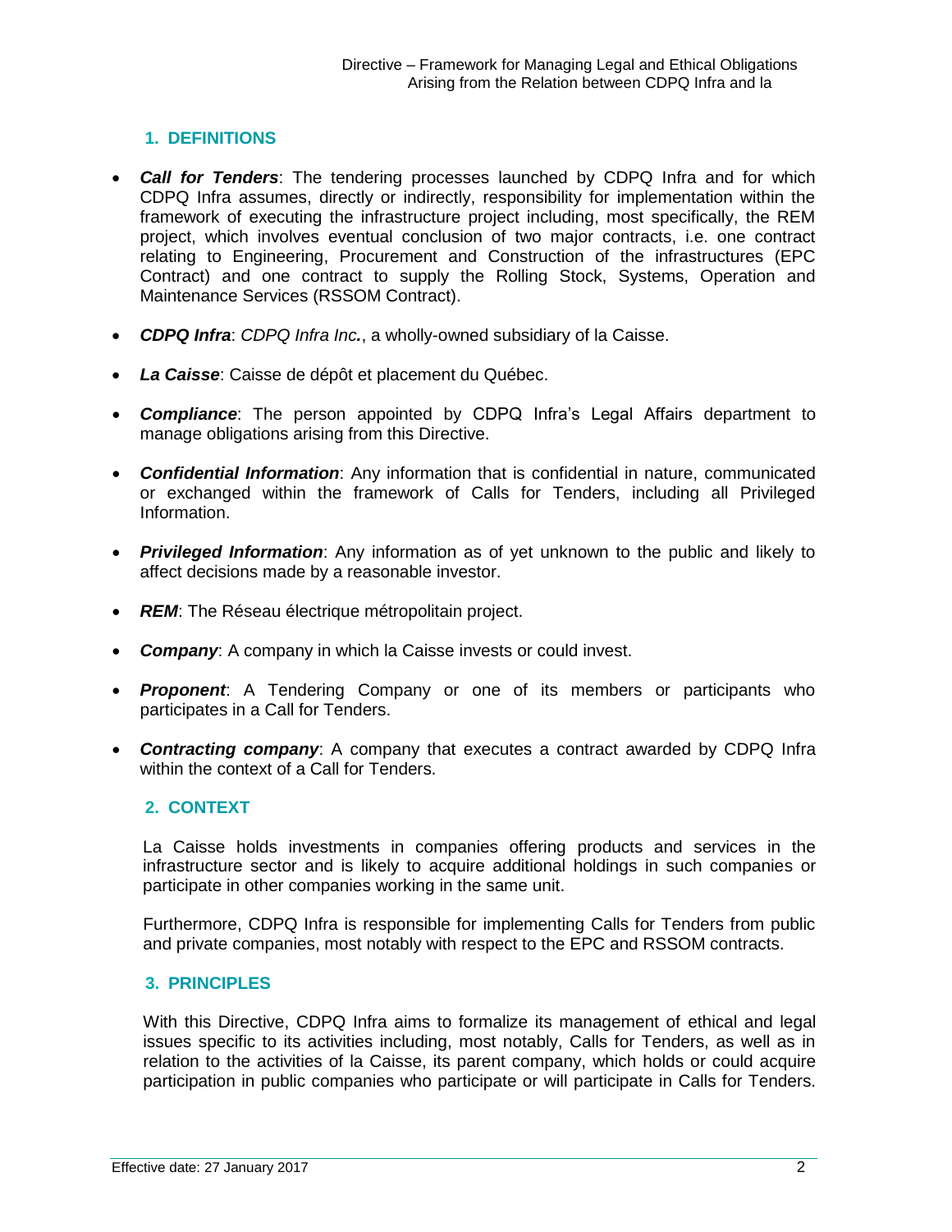## 1. DEFINITIONS

- ***Call for Tenders***: The tendering processes launched by CDPQ Infra and for which CDPQ Infra assumes, directly or indirectly, responsibility for implementation within the framework of executing the infrastructure project including, most specifically, the REM project, which involves eventual conclusion of two major contracts, i.e. one contract relating to Engineering, Procurement and Construction of the infrastructures (EPC Contract) and one contract to supply the Rolling Stock, Systems, Operation and Maintenance Services (RSSOM Contract).

- ***CDPQ Infra***: *CDPQ Infra Inc.*, a wholly-owned subsidiary of la Caisse.

- ***La Caisse***: Caisse de dépôt et placement du Québec.

- ***Compliance***: The person appointed by CDPQ Infra's Legal Affairs department to manage obligations arising from this Directive.

- ***Confidential Information***: Any information that is confidential in nature, communicated or exchanged within the framework of Calls for Tenders, including all Privileged Information.

- ***Privileged Information***: Any information as of yet unknown to the public and likely to affect decisions made by a reasonable investor.

- ***REM***: The Réseau électrique métropolitain project.

- ***Company***: A company in which la Caisse invests or could invest.

- ***Proponent***: A Tendering Company or one of its members or participants who participates in a Call for Tenders.

- ***Contracting company***: A company that executes a contract awarded by CDPQ Infra within the context of a Call for Tenders.

## 2. CONTEXT

La Caisse holds investments in companies offering products and services in the infrastructure sector and is likely to acquire additional holdings in such companies or participate in other companies working in the same unit.

Furthermore, CDPQ Infra is responsible for implementing Calls for Tenders from public and private companies, most notably with respect to the EPC and RSSOM contracts.

## 3. PRINCIPLES

With this Directive, CDPQ Infra aims to formalize its management of ethical and legal issues specific to its activities including, most notably, Calls for Tenders, as well as in relation to the activities of la Caisse, its parent company, which holds or could acquire participation in public companies who participate or will participate in Calls for Tenders.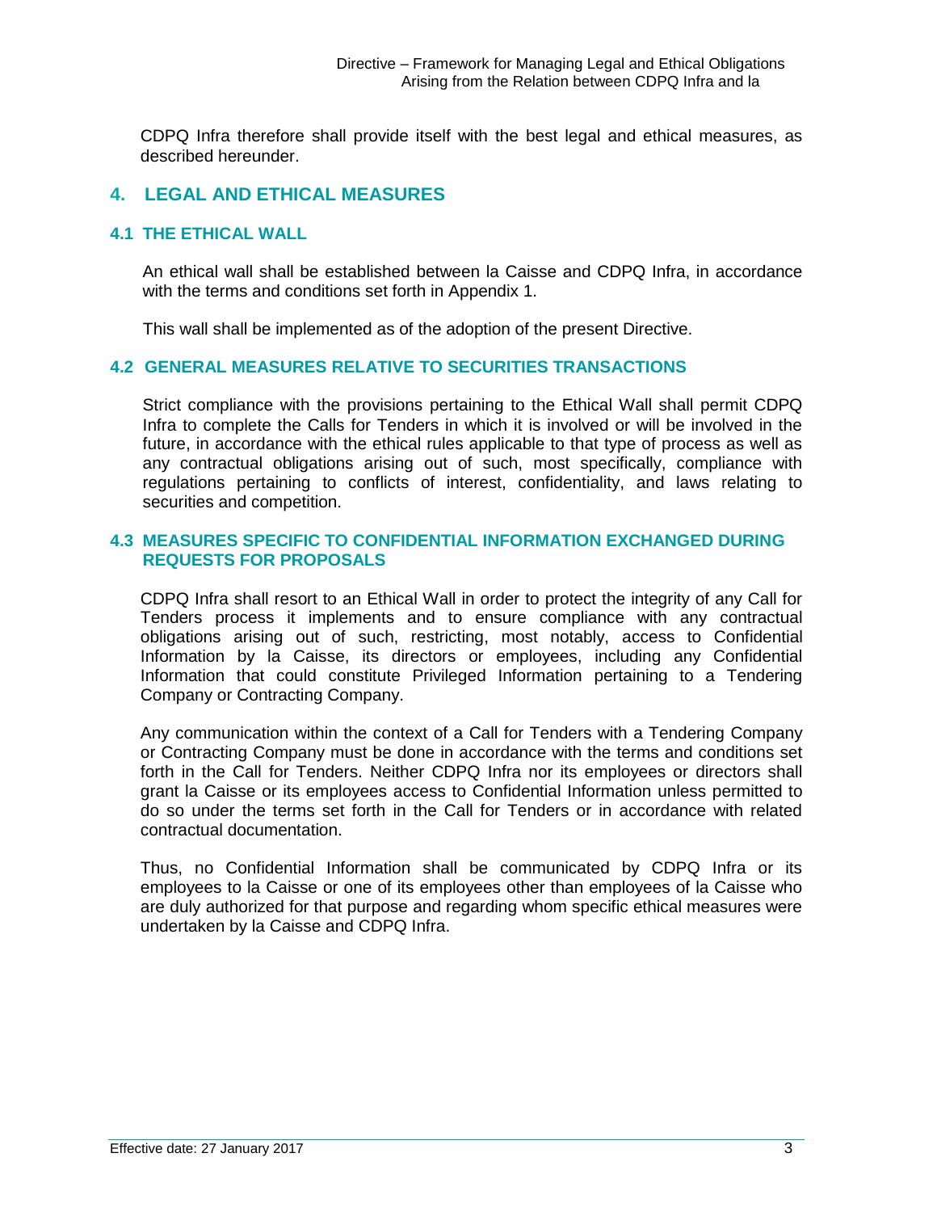CDPQ Infra therefore shall provide itself with the best legal and ethical measures, as described hereunder.

## 4. LEGAL AND ETHICAL MEASURES

### 4.1 THE ETHICAL WALL

An ethical wall shall be established between la Caisse and CDPQ Infra, in accordance with the terms and conditions set forth in Appendix 1.

This wall shall be implemented as of the adoption of the present Directive.

### 4.2 GENERAL MEASURES RELATIVE TO SECURITIES TRANSACTIONS

Strict compliance with the provisions pertaining to the Ethical Wall shall permit CDPQ Infra to complete the Calls for Tenders in which it is involved or will be involved in the future, in accordance with the ethical rules applicable to that type of process as well as any contractual obligations arising out of such, most specifically, compliance with regulations pertaining to conflicts of interest, confidentiality, and laws relating to securities and competition.

### 4.3 MEASURES SPECIFIC TO CONFIDENTIAL INFORMATION EXCHANGED DURING REQUESTS FOR PROPOSALS

CDPQ Infra shall resort to an Ethical Wall in order to protect the integrity of any Call for Tenders process it implements and to ensure compliance with any contractual obligations arising out of such, restricting, most notably, access to Confidential Information by la Caisse, its directors or employees, including any Confidential Information that could constitute Privileged Information pertaining to a Tendering Company or Contracting Company.

Any communication within the context of a Call for Tenders with a Tendering Company or Contracting Company must be done in accordance with the terms and conditions set forth in the Call for Tenders. Neither CDPQ Infra nor its employees or directors shall grant la Caisse or its employees access to Confidential Information unless permitted to do so under the terms set forth in the Call for Tenders or in accordance with related contractual documentation.

Thus, no Confidential Information shall be communicated by CDPQ Infra or its employees to la Caisse or one of its employees other than employees of la Caisse who are duly authorized for that purpose and regarding whom specific ethical measures were undertaken by la Caisse and CDPQ Infra.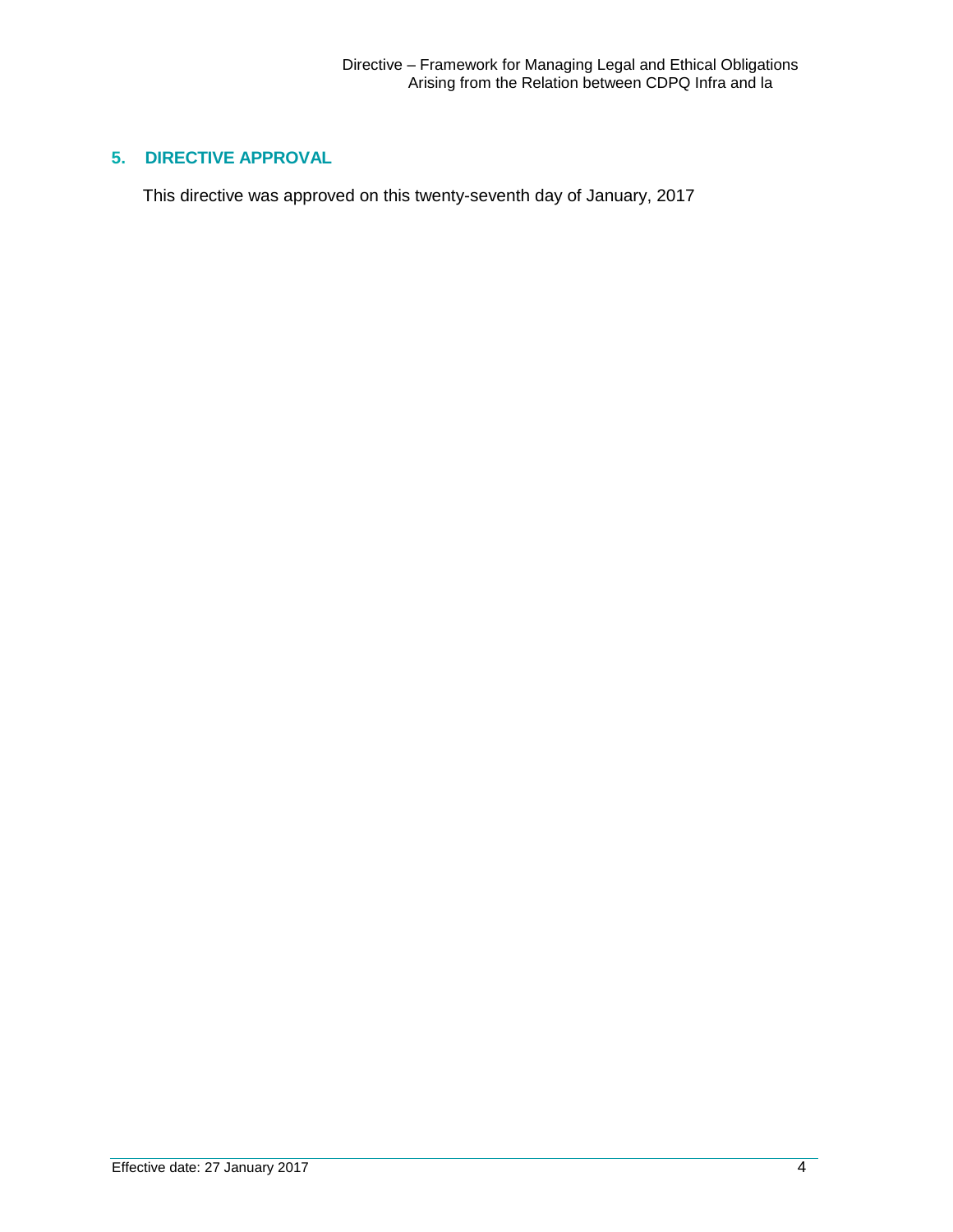## 5. DIRECTIVE APPROVAL

This directive was approved on this twenty-seventh day of January, 2017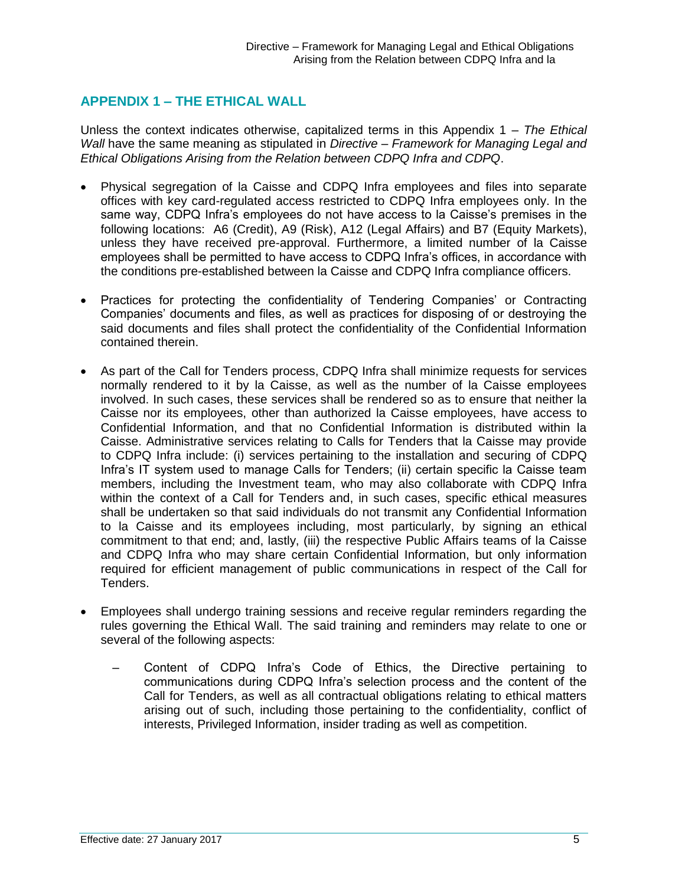## APPENDIX 1 – THE ETHICAL WALL

Unless the context indicates otherwise, capitalized terms in this Appendix 1 – *The Ethical Wall* have the same meaning as stipulated in *Directive – Framework for Managing Legal and Ethical Obligations Arising from the Relation between CDPQ Infra and CDPQ*.

- Physical segregation of la Caisse and CDPQ Infra employees and files into separate offices with key card-regulated access restricted to CDPQ Infra employees only. In the same way, CDPQ Infra's employees do not have access to la Caisse's premises in the following locations: A6 (Credit), A9 (Risk), A12 (Legal Affairs) and B7 (Equity Markets), unless they have received pre-approval. Furthermore, a limited number of la Caisse employees shall be permitted to have access to CDPQ Infra's offices, in accordance with the conditions pre-established between la Caisse and CDPQ Infra compliance officers.

- Practices for protecting the confidentiality of Tendering Companies' or Contracting Companies' documents and files, as well as practices for disposing of or destroying the said documents and files shall protect the confidentiality of the Confidential Information contained therein.

- As part of the Call for Tenders process, CDPQ Infra shall minimize requests for services normally rendered to it by la Caisse, as well as the number of la Caisse employees involved. In such cases, these services shall be rendered so as to ensure that neither la Caisse nor its employees, other than authorized la Caisse employees, have access to Confidential Information, and that no Confidential Information is distributed within la Caisse. Administrative services relating to Calls for Tenders that la Caisse may provide to CDPQ Infra include: (i) services pertaining to the installation and securing of CDPQ Infra's IT system used to manage Calls for Tenders; (ii) certain specific la Caisse team members, including the Investment team, who may also collaborate with CDPQ Infra within the context of a Call for Tenders and, in such cases, specific ethical measures shall be undertaken so that said individuals do not transmit any Confidential Information to la Caisse and its employees including, most particularly, by signing an ethical commitment to that end; and, lastly, (iii) the respective Public Affairs teams of la Caisse and CDPQ Infra who may share certain Confidential Information, but only information required for efficient management of public communications in respect of the Call for Tenders.

- Employees shall undergo training sessions and receive regular reminders regarding the rules governing the Ethical Wall. The said training and reminders may relate to one or several of the following aspects:

  - Content of CDPQ Infra's Code of Ethics, the Directive pertaining to communications during CDPQ Infra's selection process and the content of the Call for Tenders, as well as all contractual obligations relating to ethical matters arising out of such, including those pertaining to the confidentiality, conflict of interests, Privileged Information, insider trading as well as competition.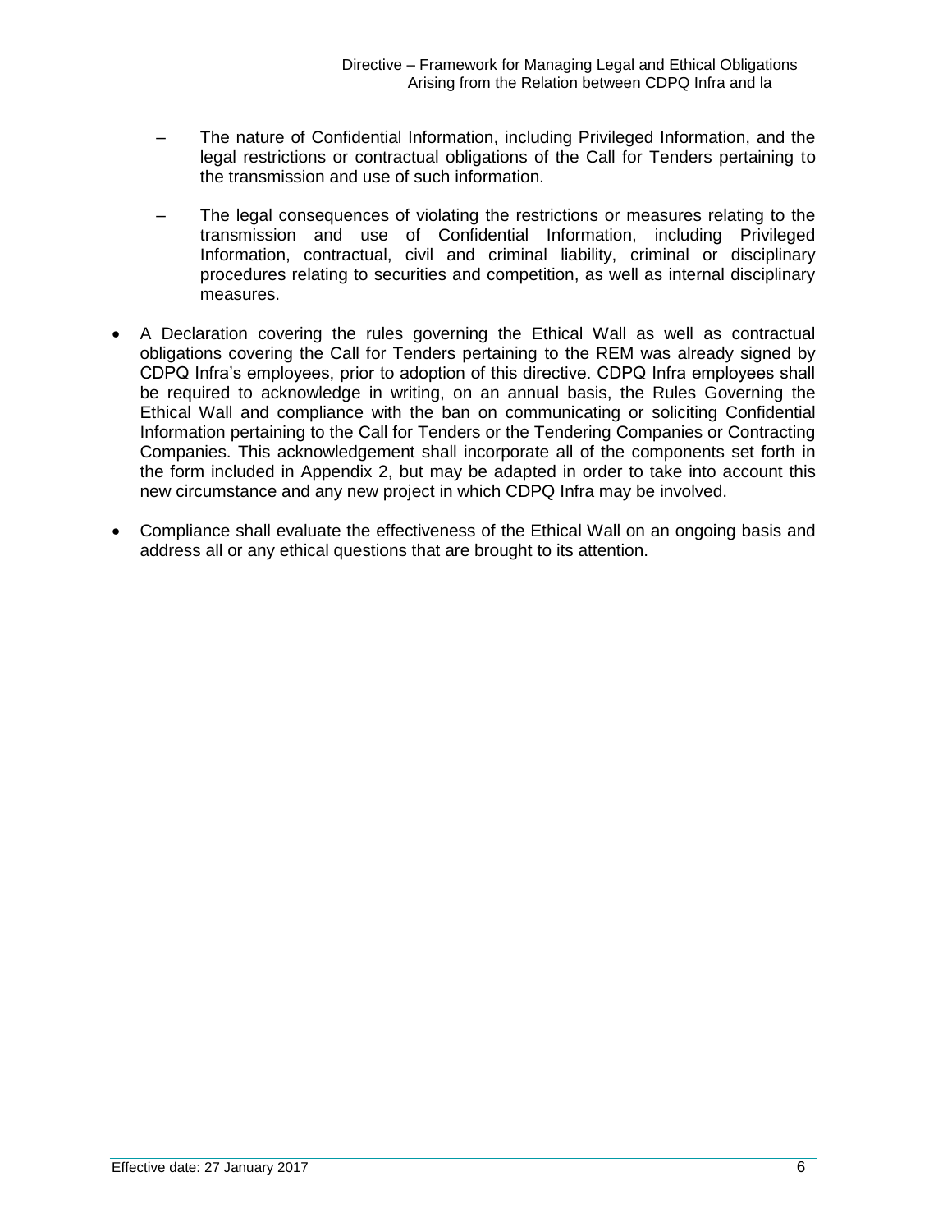- The nature of Confidential Information, including Privileged Information, and the legal restrictions or contractual obligations of the Call for Tenders pertaining to the transmission and use of such information.

  - The legal consequences of violating the restrictions or measures relating to the transmission and use of Confidential Information, including Privileged Information, contractual, civil and criminal liability, criminal or disciplinary procedures relating to securities and competition, as well as internal disciplinary measures.

- A Declaration covering the rules governing the Ethical Wall as well as contractual obligations covering the Call for Tenders pertaining to the REM was already signed by CDPQ Infra's employees, prior to adoption of this directive. CDPQ Infra employees shall be required to acknowledge in writing, on an annual basis, the Rules Governing the Ethical Wall and compliance with the ban on communicating or soliciting Confidential Information pertaining to the Call for Tenders or the Tendering Companies or Contracting Companies. This acknowledgement shall incorporate all of the components set forth in the form included in Appendix 2, but may be adapted in order to take into account this new circumstance and any new project in which CDPQ Infra may be involved.

- Compliance shall evaluate the effectiveness of the Ethical Wall on an ongoing basis and address all or any ethical questions that are brought to its attention.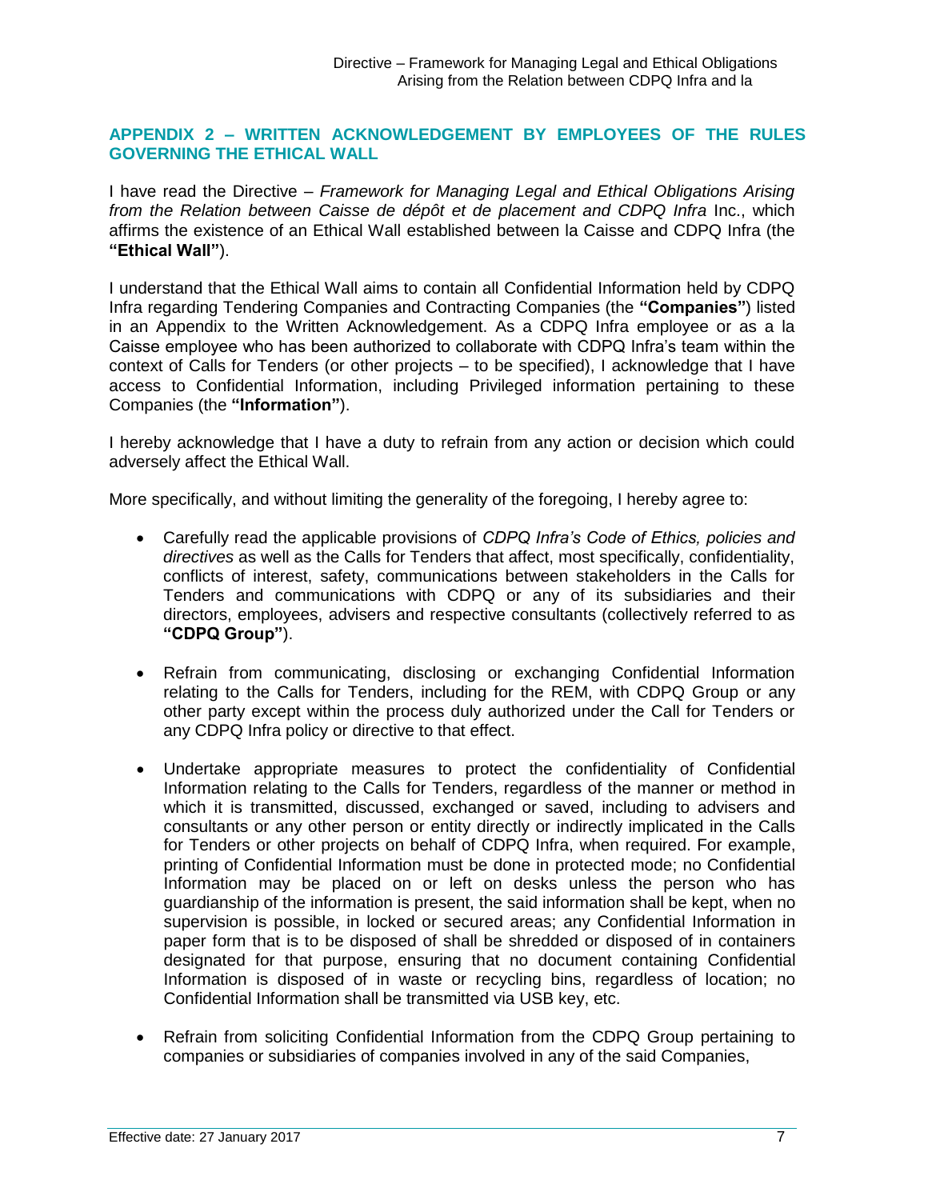## APPENDIX 2 – WRITTEN ACKNOWLEDGEMENT BY EMPLOYEES OF THE RULES GOVERNING THE ETHICAL WALL

I have read the Directive – *Framework for Managing Legal and Ethical Obligations Arising from the Relation between Caisse de dépôt et de placement and CDPQ Infra* Inc., which affirms the existence of an Ethical Wall established between la Caisse and CDPQ Infra (the **"Ethical Wall"**).

I understand that the Ethical Wall aims to contain all Confidential Information held by CDPQ Infra regarding Tendering Companies and Contracting Companies (the **"Companies"**) listed in an Appendix to the Written Acknowledgement. As a CDPQ Infra employee or as a la Caisse employee who has been authorized to collaborate with CDPQ Infra's team within the context of Calls for Tenders (or other projects – to be specified), I acknowledge that I have access to Confidential Information, including Privileged information pertaining to these Companies (the **"Information"**).

I hereby acknowledge that I have a duty to refrain from any action or decision which could adversely affect the Ethical Wall.

More specifically, and without limiting the generality of the foregoing, I hereby agree to:

- Carefully read the applicable provisions of *CDPQ Infra's Code of Ethics, policies and directives* as well as the Calls for Tenders that affect, most specifically, confidentiality, conflicts of interest, safety, communications between stakeholders in the Calls for Tenders and communications with CDPQ or any of its subsidiaries and their directors, employees, advisers and respective consultants (collectively referred to as **"CDPQ Group"**).

- Refrain from communicating, disclosing or exchanging Confidential Information relating to the Calls for Tenders, including for the REM, with CDPQ Group or any other party except within the process duly authorized under the Call for Tenders or any CDPQ Infra policy or directive to that effect.

- Undertake appropriate measures to protect the confidentiality of Confidential Information relating to the Calls for Tenders, regardless of the manner or method in which it is transmitted, discussed, exchanged or saved, including to advisers and consultants or any other person or entity directly or indirectly implicated in the Calls for Tenders or other projects on behalf of CDPQ Infra, when required. For example, printing of Confidential Information must be done in protected mode; no Confidential Information may be placed on or left on desks unless the person who has guardianship of the information is present, the said information shall be kept, when no supervision is possible, in locked or secured areas; any Confidential Information in paper form that is to be disposed of shall be shredded or disposed of in containers designated for that purpose, ensuring that no document containing Confidential Information is disposed of in waste or recycling bins, regardless of location; no Confidential Information shall be transmitted via USB key, etc.

- Refrain from soliciting Confidential Information from the CDPQ Group pertaining to companies or subsidiaries of companies involved in any of the said Companies,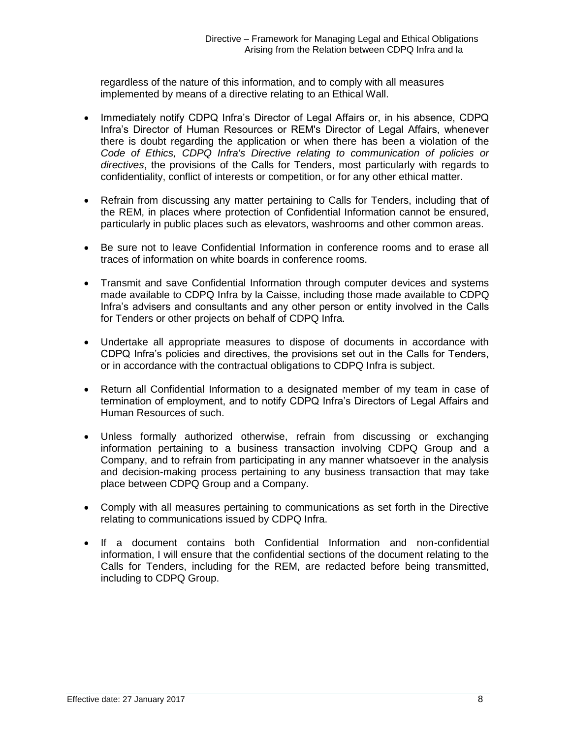regardless of the nature of this information, and to comply with all measures implemented by means of a directive relating to an Ethical Wall.

- Immediately notify CDPQ Infra's Director of Legal Affairs or, in his absence, CDPQ Infra's Director of Human Resources or REM's Director of Legal Affairs, whenever there is doubt regarding the application or when there has been a violation of the *Code of Ethics, CDPQ Infra's Directive relating to communication of policies or directives*, the provisions of the Calls for Tenders, most particularly with regards to confidentiality, conflict of interests or competition, or for any other ethical matter.

- Refrain from discussing any matter pertaining to Calls for Tenders, including that of the REM, in places where protection of Confidential Information cannot be ensured, particularly in public places such as elevators, washrooms and other common areas.

- Be sure not to leave Confidential Information in conference rooms and to erase all traces of information on white boards in conference rooms.

- Transmit and save Confidential Information through computer devices and systems made available to CDPQ Infra by la Caisse, including those made available to CDPQ Infra's advisers and consultants and any other person or entity involved in the Calls for Tenders or other projects on behalf of CDPQ Infra.

- Undertake all appropriate measures to dispose of documents in accordance with CDPQ Infra's policies and directives, the provisions set out in the Calls for Tenders, or in accordance with the contractual obligations to CDPQ Infra is subject.

- Return all Confidential Information to a designated member of my team in case of termination of employment, and to notify CDPQ Infra's Directors of Legal Affairs and Human Resources of such.

- Unless formally authorized otherwise, refrain from discussing or exchanging information pertaining to a business transaction involving CDPQ Group and a Company, and to refrain from participating in any manner whatsoever in the analysis and decision-making process pertaining to any business transaction that may take place between CDPQ Group and a Company.

- Comply with all measures pertaining to communications as set forth in the Directive relating to communications issued by CDPQ Infra.

- If a document contains both Confidential Information and non-confidential information, I will ensure that the confidential sections of the document relating to the Calls for Tenders, including for the REM, are redacted before being transmitted, including to CDPQ Group.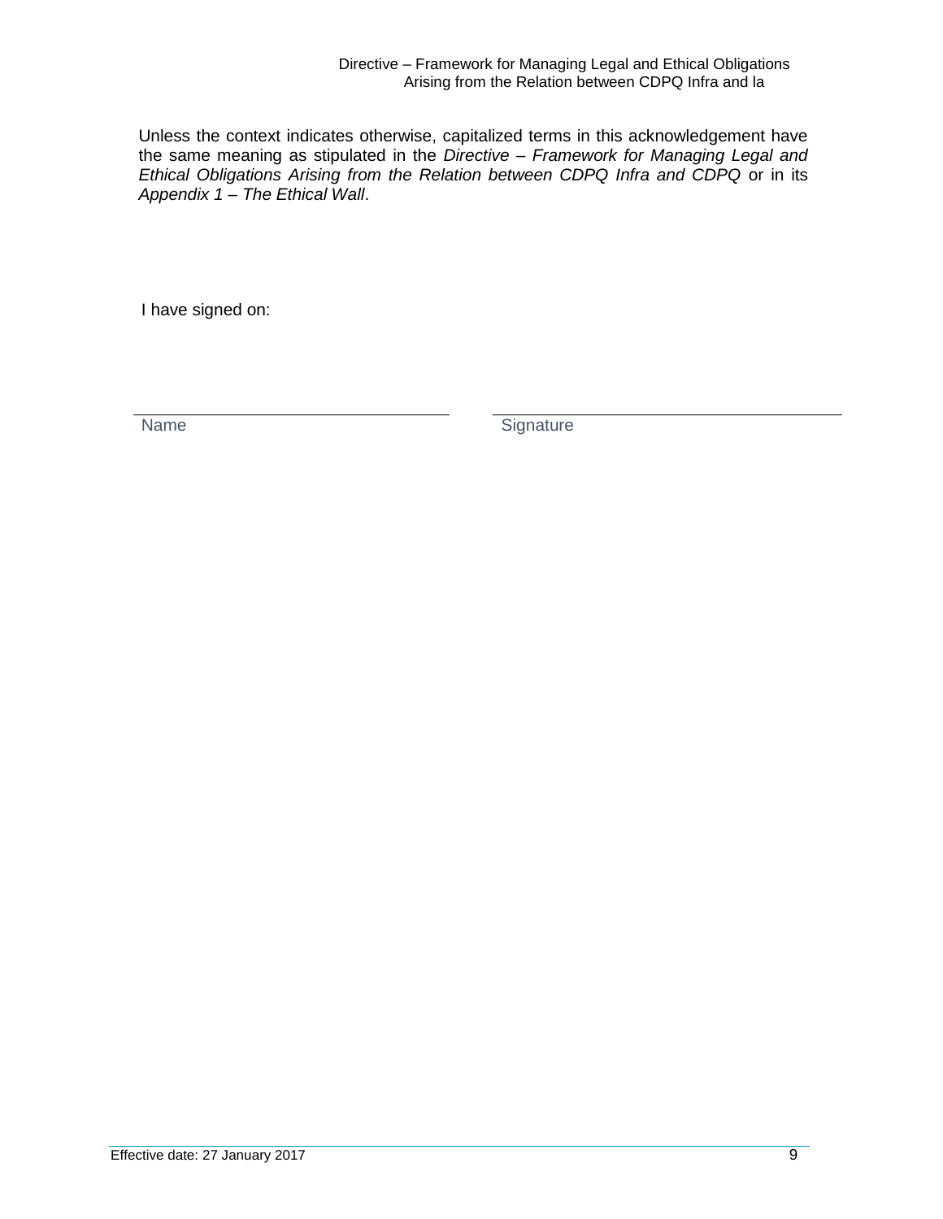Unless the context indicates otherwise, capitalized terms in this acknowledgement have the same meaning as stipulated in the *Directive – Framework for Managing Legal and Ethical Obligations Arising from the Relation between CDPQ Infra and CDPQ* or in its *Appendix 1 – The Ethical Wall*.

I have signed on:

| ______________________________ | ______________________________ |
| --- | --- |
| Name | Signature |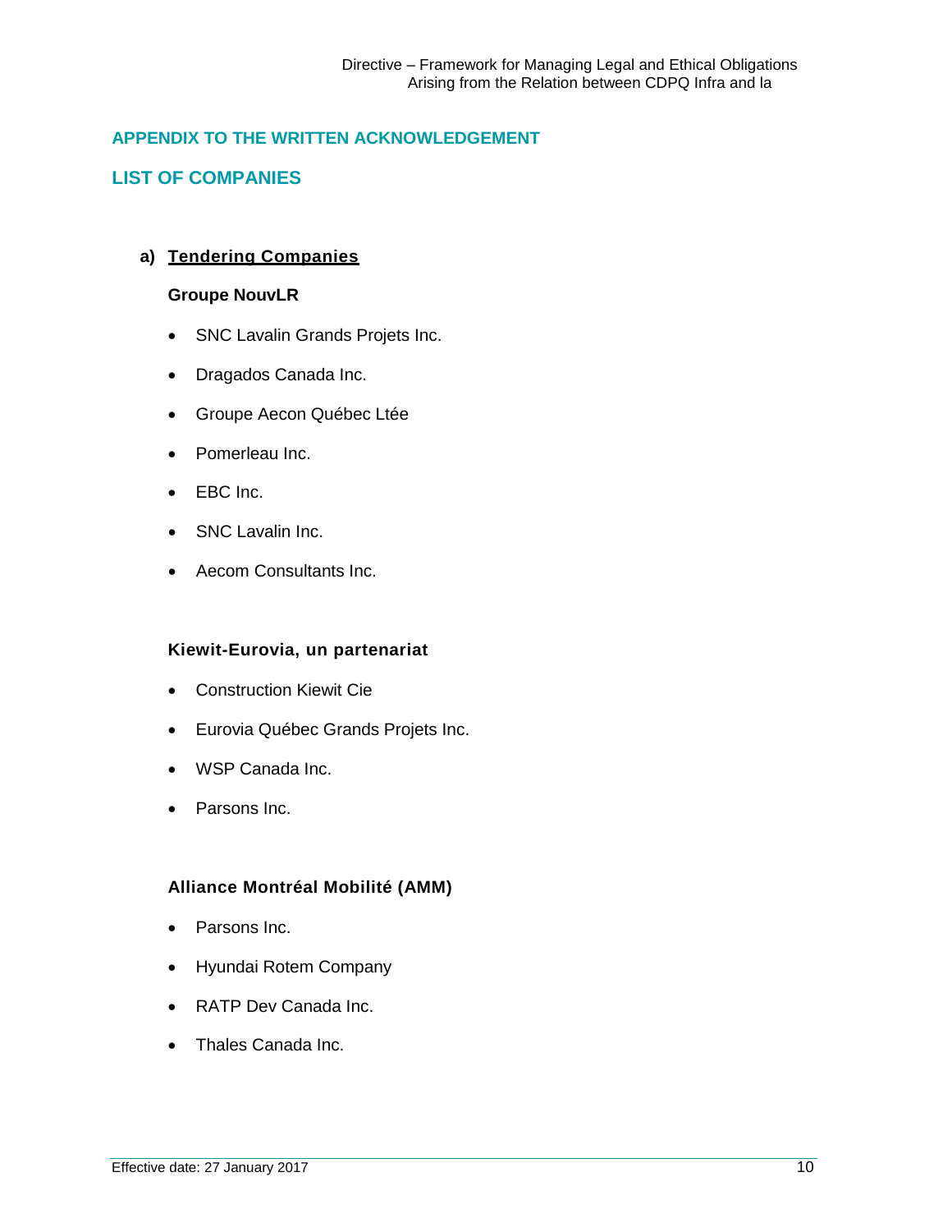## APPENDIX TO THE WRITTEN ACKNOWLEDGEMENT

## LIST OF COMPANIES

### a) Tendering Companies

**Groupe NouvLR**

- SNC Lavalin Grands Projets Inc.
- Dragados Canada Inc.
- Groupe Aecon Québec Ltée
- Pomerleau Inc.
- EBC Inc.
- SNC Lavalin Inc.
- Aecom Consultants Inc.

**Kiewit-Eurovia, un partenariat**

- Construction Kiewit Cie
- Eurovia Québec Grands Projets Inc.
- WSP Canada Inc.
- Parsons Inc.

**Alliance Montréal Mobilité (AMM)**

- Parsons Inc.
- Hyundai Rotem Company
- RATP Dev Canada Inc.
- Thales Canada Inc.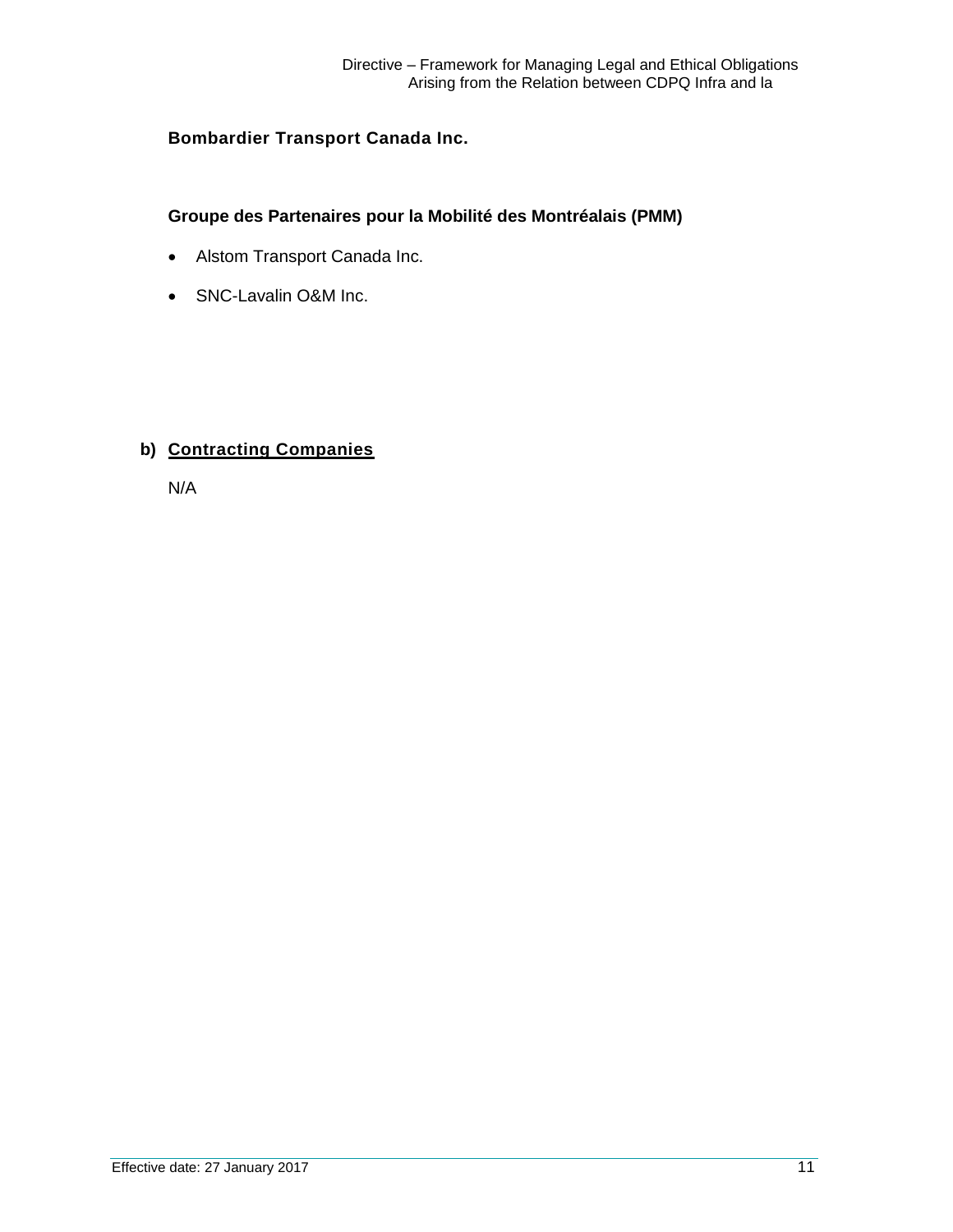**Bombardier Transport Canada Inc.**

**Groupe des Partenaires pour la Mobilité des Montréalais (PMM)**

- Alstom Transport Canada Inc.
- SNC-Lavalin O&M Inc.

**b) Contracting Companies**

N/A